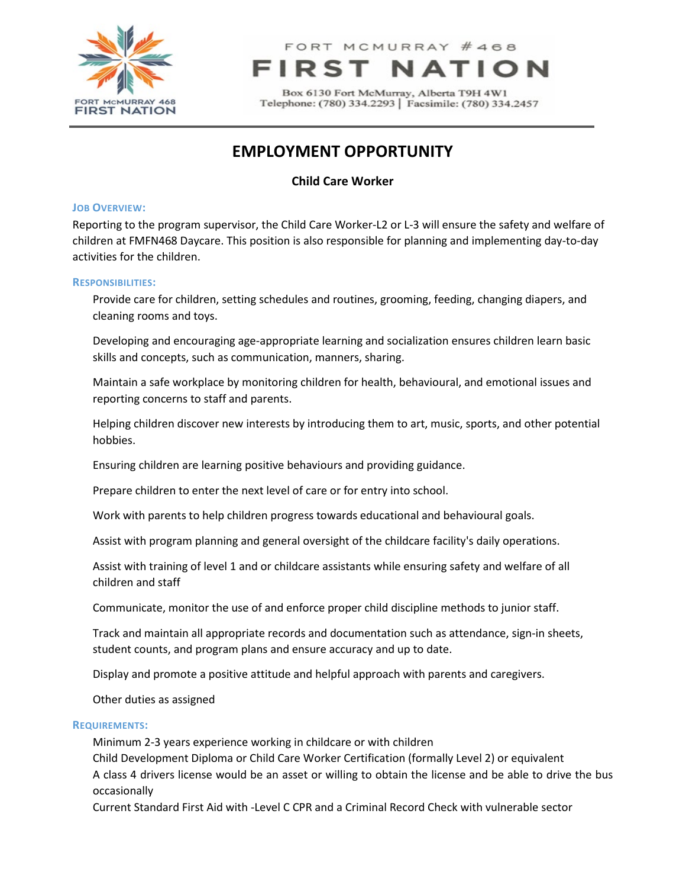FORT MCMURRAY #468

# FIRST NATION

Box 6130 Fort McMurray, Alberta T9H 4W1
Telephone: (780) 334.2293 | Facsimile: (780) 334.2457

# EMPLOYMENT OPPORTUNITY

## Child Care Worker

### Job Overview:

Reporting to the program supervisor, the Child Care Worker-L2 or L-3 will ensure the safety and welfare of children at FMFN468 Daycare. This position is also responsible for planning and implementing day-to-day activities for the children.

### Responsibilities:

- Provide care for children, setting schedules and routines, grooming, feeding, changing diapers, and cleaning rooms and toys.
- Developing and encouraging age-appropriate learning and socialization ensures children learn basic skills and concepts, such as communication, manners, sharing.
- Maintain a safe workplace by monitoring children for health, behavioural, and emotional issues and reporting concerns to staff and parents.
- Helping children discover new interests by introducing them to art, music, sports, and other potential hobbies.
- Ensuring children are learning positive behaviours and providing guidance.
- Prepare children to enter the next level of care or for entry into school.
- Work with parents to help children progress towards educational and behavioural goals.
- Assist with program planning and general oversight of the childcare facility's daily operations.
- Assist with training of level 1 and or childcare assistants while ensuring safety and welfare of all children and staff
- Communicate, monitor the use of and enforce proper child discipline methods to junior staff.
- Track and maintain all appropriate records and documentation such as attendance, sign-in sheets, student counts, and program plans and ensure accuracy and up to date.
- Display and promote a positive attitude and helpful approach with parents and caregivers.
- Other duties as assigned

### Requirements:

- Minimum 2-3 years experience working in childcare or with children
- Child Development Diploma or Child Care Worker Certification (formally Level 2) or equivalent
- A class 4 drivers license would be an asset or willing to obtain the license and be able to drive the bus occasionally
- Current Standard First Aid with -Level C CPR and a Criminal Record Check with vulnerable sector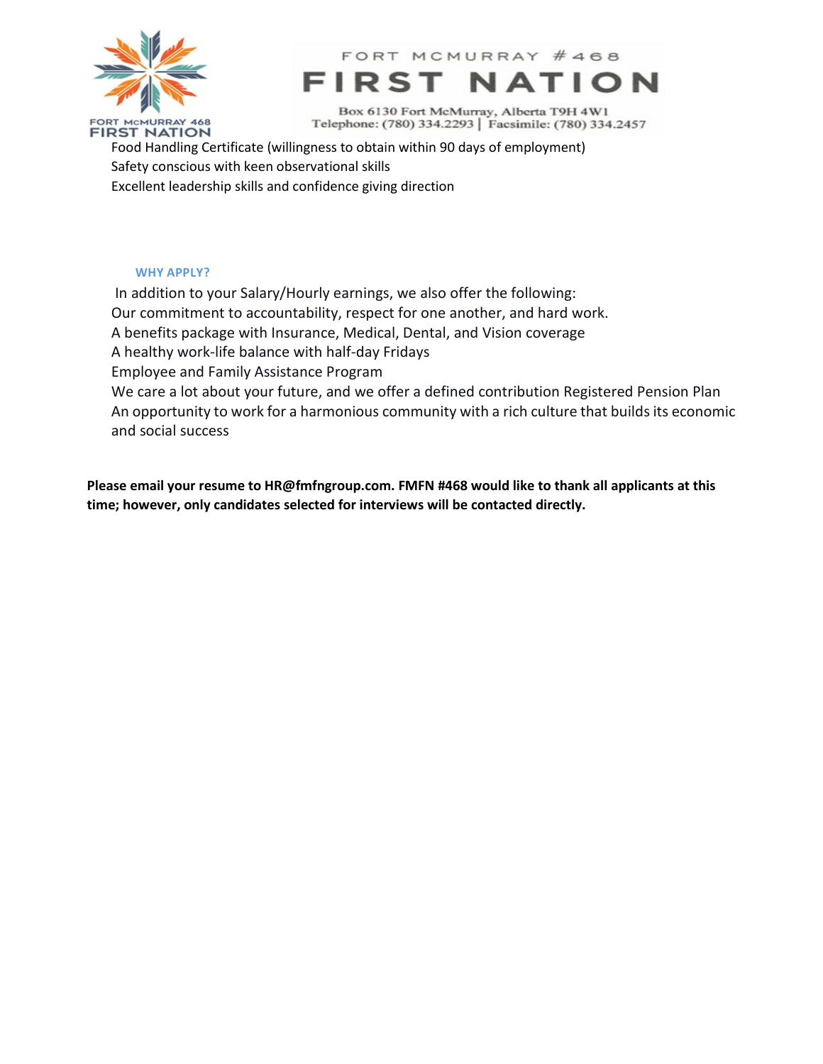- Food Handling Certificate (willingness to obtain within 90 days of employment)
- Safety conscious with keen observational skills
- Excellent leadership skills and confidence giving direction

### WHY APPLY?

In addition to your Salary/Hourly earnings, we also offer the following:

- Our commitment to accountability, respect for one another, and hard work.
- A benefits package with Insurance, Medical, Dental, and Vision coverage
- A healthy work-life balance with half-day Fridays
- Employee and Family Assistance Program
- We care a lot about your future, and we offer a defined contribution Registered Pension Plan
- An opportunity to work for a harmonious community with a rich culture that builds its economic and social success

**Please email your resume to HR@fmfngroup.com. FMFN #468 would like to thank all applicants at this time; however, only candidates selected for interviews will be contacted directly.**